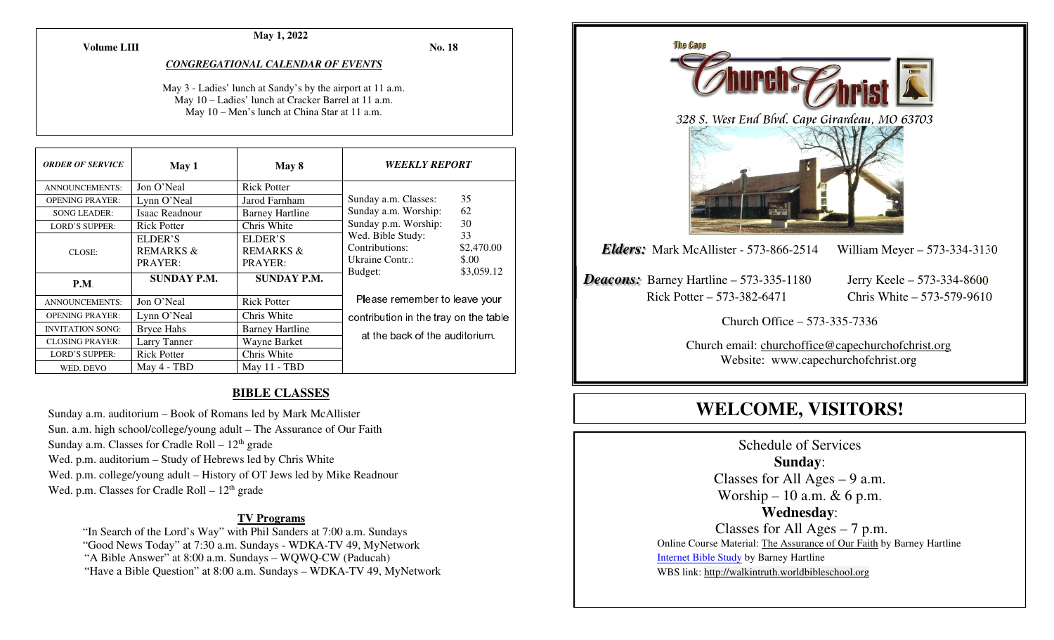**May 1, 2022**

**Volume LIII** **No. 18**

***CONGREGATIONAL CALENDAR OF EVENTS***

May 3 - Ladies' lunch at Sandy's by the airport at 11 a.m.
May 10 – Ladies' lunch at Cracker Barrel at 11 a.m.
May 10 – Men's lunch at China Star at 11 a.m.

| *ORDER OF SERVICE* | May 1 | May 8 |
|---|---|---|
| ANNOUNCEMENTS: | Jon O'Neal | Rick Potter |
| OPENING PRAYER: | Lynn O'Neal | Jarod Farnham |
| SONG LEADER: | Isaac Readnour | Barney Hartline |
| LORD'S SUPPER: | Rick Potter | Chris White |
| CLOSE: | ELDER'S REMARKS & PRAYER: | ELDER'S REMARKS & PRAYER: |
| **P.M.** | **SUNDAY P.M.** | **SUNDAY P.M.** |
| ANNOUNCEMENTS: | Jon O'Neal | Rick Potter |
| OPENING PRAYER: | Lynn O'Neal | Chris White |
| INVITATION SONG: | Bryce Hahs | Barney Hartline |
| CLOSING PRAYER: | Larry Tanner | Wayne Barket |
| LORD'S SUPPER: | Rick Potter | Chris White |
| WED. DEVO | May 4 - TBD | May 11 - TBD |

| *WEEKLY REPORT* | |
|---|---|
| Sunday a.m. Classes: | 35 |
| Sunday a.m. Worship: | 62 |
| Sunday p.m. Worship: | 30 |
| Wed. Bible Study: | 33 |
| Contributions: | $2,470.00 |
| Ukraine Contr.: | $.00 |
| Budget: | $3,059.12 |

Please remember to leave your contribution in the tray on the table at the back of the auditorium.

## BIBLE CLASSES

Sunday a.m. auditorium – Book of Romans led by Mark McAllister
Sun. a.m. high school/college/young adult – The Assurance of Our Faith
Sunday a.m. Classes for Cradle Roll – 12th grade
Wed. p.m. auditorium – Study of Hebrews led by Chris White
Wed. p.m. college/young adult – History of OT Jews led by Mike Readnour
Wed. p.m. Classes for Cradle Roll – 12th grade

## TV Programs

"In Search of the Lord's Way" with Phil Sanders at 7:00 a.m. Sundays
"Good News Today" at 7:30 a.m. Sundays - WDKA-TV 49, MyNetwork
"A Bible Answer" at 8:00 a.m. Sundays – WQWQ-CW (Paducah)
"Have a Bible Question" at 8:00 a.m. Sundays – WDKA-TV 49, MyNetwork

The Cape **Church of Christ**

328 S. West End Blvd. Cape Girardeau, MO 63703

***Elders:*** Mark McAllister - 573-866-2514 William Meyer – 573-334-3130

***Deacons:*** Barney Hartline – 573-335-1180 Jerry Keele – 573-334-8600
Rick Potter – 573-382-6471 Chris White – 573-579-9610

Church Office – 573-335-7336

Church email: churchoffice@capechurchofchrist.org
Website: www.capechurchofchrist.org

# WELCOME, VISITORS!

Schedule of Services

**Sunday**:
Classes for All Ages – 9 a.m.
Worship – 10 a.m. & 6 p.m.

**Wednesday**:
Classes for All Ages – 7 p.m.

Online Course Material: The Assurance of Our Faith by Barney Hartline
Internet Bible Study by Barney Hartline
WBS link: http://walkintruth.worldbibleschool.org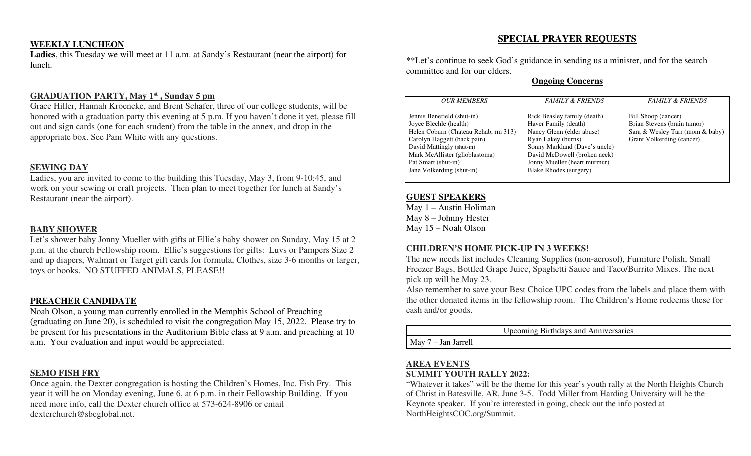## WEEKLY LUNCHEON

**Ladies**, this Tuesday we will meet at 11 a.m. at Sandy's Restaurant (near the airport) for lunch.

## GRADUATION PARTY, May 1st , Sunday 5 pm

Grace Hiller, Hannah Kroencke, and Brent Schafer, three of our college students, will be honored with a graduation party this evening at 5 p.m. If you haven't done it yet, please fill out and sign cards (one for each student) from the table in the annex, and drop in the appropriate box. See Pam White with any questions.

## SEWING DAY

Ladies, you are invited to come to the building this Tuesday, May 3, from 9-10:45, and work on your sewing or craft projects. Then plan to meet together for lunch at Sandy's Restaurant (near the airport).

## BABY SHOWER

Let's shower baby Jonny Mueller with gifts at Ellie's baby shower on Sunday, May 15 at 2 p.m. at the church Fellowship room. Ellie's suggestions for gifts: Luvs or Pampers Size 2 and up diapers, Walmart or Target gift cards for formula, Clothes, size 3-6 months or larger, toys or books. NO STUFFED ANIMALS, PLEASE!!

## PREACHER CANDIDATE

Noah Olson, a young man currently enrolled in the Memphis School of Preaching (graduating on June 20), is scheduled to visit the congregation May 15, 2022. Please try to be present for his presentations in the Auditorium Bible class at 9 a.m. and preaching at 10 a.m. Your evaluation and input would be appreciated.

## SEMO FISH FRY

Once again, the Dexter congregation is hosting the Children's Homes, Inc. Fish Fry. This year it will be on Monday evening, June 6, at 6 p.m. in their Fellowship Building. If you need more info, call the Dexter church office at 573-624-8906 or email dexterchurch@sbcglobal.net.

## SPECIAL PRAYER REQUESTS

**Let's continue to seek God's guidance in sending us a minister, and for the search committee and for our elders.

### Ongoing Concerns

| *OUR MEMBERS* | *FAMILY & FRIENDS* | *FAMILY & FRIENDS* |
|---|---|---|
| Jennis Benefield (shut-in)<br>Joyce Blechle (health)<br>Helen Coburn (Chateau Rehab, rm 313)<br>Carolyn Haggett (back pain)<br>David Mattingly (shut-in)<br>Mark McAllister (glioblastoma)<br>Pat Smart (shut-in)<br>Jane Volkerding (shut-in) | Rick Beasley family (death)<br>Haver Family (death)<br>Nancy Glenn (elder abuse)<br>Ryan Lakey (burns)<br>Sonny Markland (Dave's uncle)<br>David McDowell (broken neck)<br>Jonny Mueller (heart murmur)<br>Blake Rhodes (surgery) | Bill Shoop (cancer)<br>Brian Stevens (brain tumor)<br>Sara & Wesley Tarr (mom & baby)<br>Grant Volkerding (cancer) |

## GUEST SPEAKERS

May 1 – Austin Holiman
May 8 – Johnny Hester
May 15 – Noah Olson

## CHILDREN'S HOME PICK-UP IN 3 WEEKS!

The new needs list includes Cleaning Supplies (non-aerosol), Furniture Polish, Small Freezer Bags, Bottled Grape Juice, Spaghetti Sauce and Taco/Burrito Mixes. The next pick up will be May 23.

Also remember to save your Best Choice UPC codes from the labels and place them with the other donated items in the fellowship room. The Children's Home redeems these for cash and/or goods.

| Upcoming Birthdays and Anniversaries | |
|---|---|
| May 7 – Jan Jarrell | |

## AREA EVENTS

### SUMMIT YOUTH RALLY 2022:

"Whatever it takes" will be the theme for this year's youth rally at the North Heights Church of Christ in Batesville, AR, June 3-5. Todd Miller from Harding University will be the Keynote speaker. If you're interested in going, check out the info posted at NorthHeightsCOC.org/Summit.